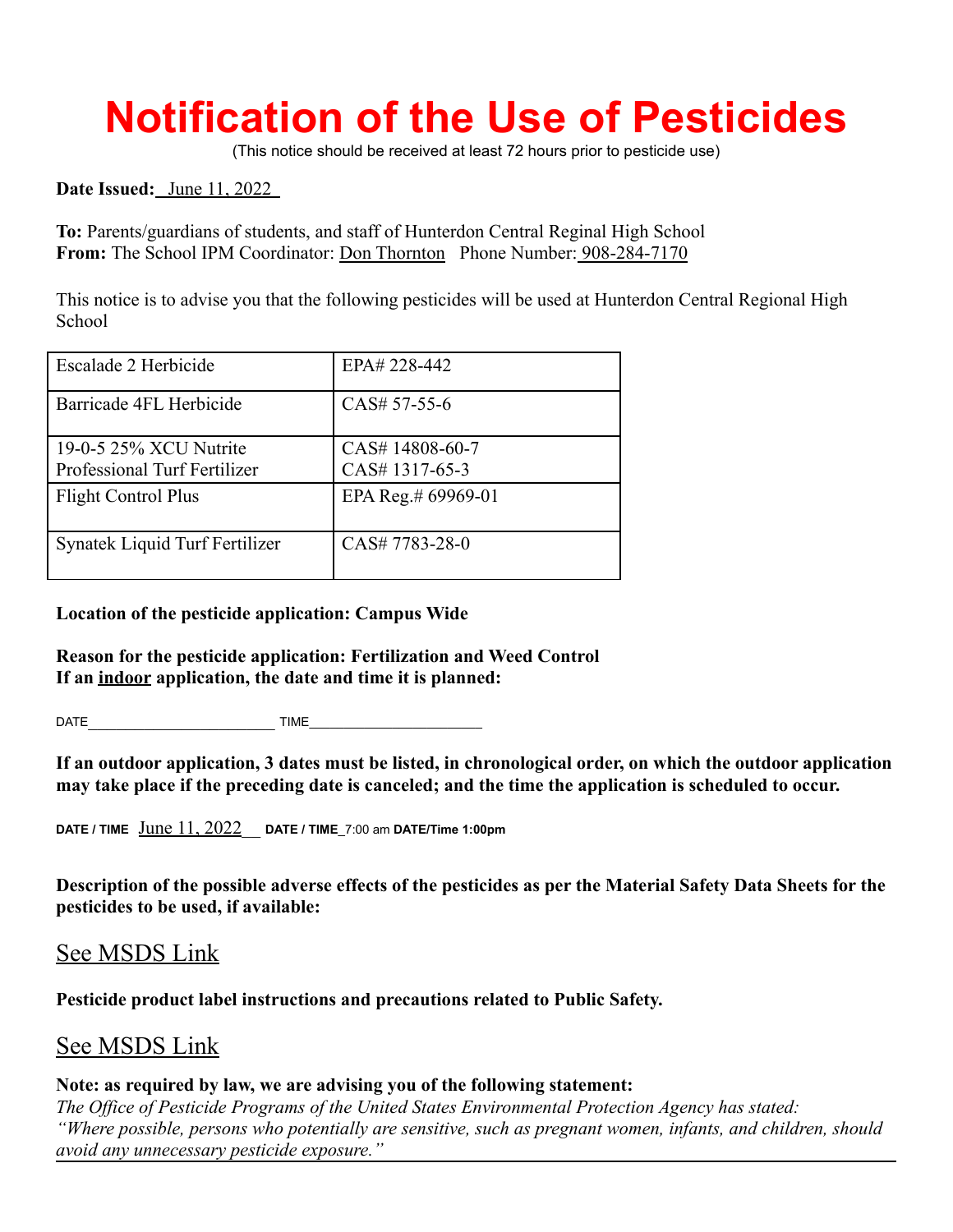# Notification of the Use of Pesticides

(This notice should be received at least 72 hours prior to pesticide use)

**Date Issued:** June 11, 2022

**To:** Parents/guardians of students, and staff of Hunterdon Central Reginal High School
**From:** The School IPM Coordinator: Don Thornton Phone Number: 908-284-7170

This notice is to advise you that the following pesticides will be used at Hunterdon Central Regional High School

| | |
|---|---|
| Escalade 2 Herbicide | EPA# 228-442 |
| Barricade 4FL Herbicide | CAS# 57-55-6 |
| 19-0-5 25% XCU Nutrite Professional Turf Fertilizer | CAS# 14808-60-7<br>CAS# 1317-65-3 |
| Flight Control Plus | EPA Reg.# 69969-01 |
| Synatek Liquid Turf Fertilizer | CAS# 7783-28-0 |

**Location of the pesticide application: Campus Wide**

**Reason for the pesticide application: Fertilization and Weed Control**
**If an indoor application, the date and time it is planned:**

DATE________________________ TIME_______________________

**If an outdoor application, 3 dates must be listed, in chronological order, on which the outdoor application may take place if the preceding date is canceled; and the time the application is scheduled to occur.**

**DATE / TIME** June 11, 2022__ **DATE / TIME**_7:00 am **DATE/Time 1:00pm**

**Description of the possible adverse effects of the pesticides as per the Material Safety Data Sheets for the pesticides to be used, if available:**

See MSDS Link

**Pesticide product label instructions and precautions related to Public Safety.**

See MSDS Link

**Note: as required by law, we are advising you of the following statement:**
*The Office of Pesticide Programs of the United States Environmental Protection Agency has stated: "Where possible, persons who potentially are sensitive, such as pregnant women, infants, and children, should avoid any unnecessary pesticide exposure."*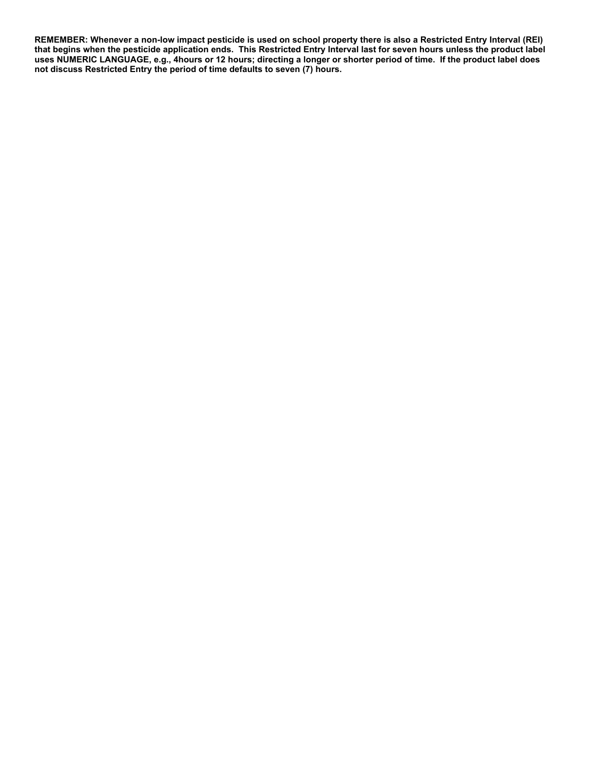**REMEMBER: Whenever a non-low impact pesticide is used on school property there is also a Restricted Entry Interval (REI) that begins when the pesticide application ends. This Restricted Entry Interval last for seven hours unless the product label uses NUMERIC LANGUAGE, e.g., 4hours or 12 hours; directing a longer or shorter period of time. If the product label does not discuss Restricted Entry the period of time defaults to seven (7) hours.**